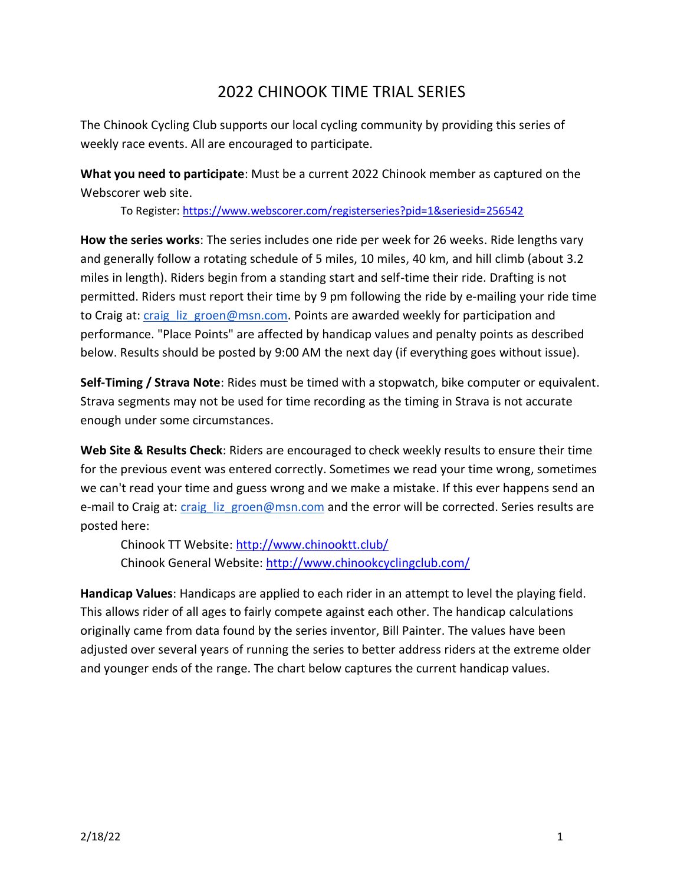# 2022 CHINOOK TIME TRIAL SERIES

The Chinook Cycling Club supports our local cycling community by providing this series of weekly race events. All are encouraged to participate.

**What you need to participate**: Must be a current 2022 Chinook member as captured on the Webscorer web site.

To Register: https://www.webscorer.com/registerseries?pid=1&seriesid=256542

**How the series works**: The series includes one ride per week for 26 weeks. Ride lengths vary and generally follow a rotating schedule of 5 miles, 10 miles, 40 km, and hill climb (about 3.2 miles in length). Riders begin from a standing start and self-time their ride. Drafting is not permitted. Riders must report their time by 9 pm following the ride by e-mailing your ride time to Craig at: craig_liz_groen@msn.com. Points are awarded weekly for participation and performance. "Place Points" are affected by handicap values and penalty points as described below. Results should be posted by 9:00 AM the next day (if everything goes without issue).

**Self-Timing / Strava Note**: Rides must be timed with a stopwatch, bike computer or equivalent. Strava segments may not be used for time recording as the timing in Strava is not accurate enough under some circumstances.

**Web Site & Results Check**: Riders are encouraged to check weekly results to ensure their time for the previous event was entered correctly. Sometimes we read your time wrong, sometimes we can't read your time and guess wrong and we make a mistake. If this ever happens send an e-mail to Craig at: craig_liz_groen@msn.com and the error will be corrected. Series results are posted here:

Chinook TT Website: http://www.chinooktt.club/
Chinook General Website: http://www.chinookcyclingclub.com/

**Handicap Values**: Handicaps are applied to each rider in an attempt to level the playing field. This allows rider of all ages to fairly compete against each other. The handicap calculations originally came from data found by the series inventor, Bill Painter. The values have been adjusted over several years of running the series to better address riders at the extreme older and younger ends of the range. The chart below captures the current handicap values.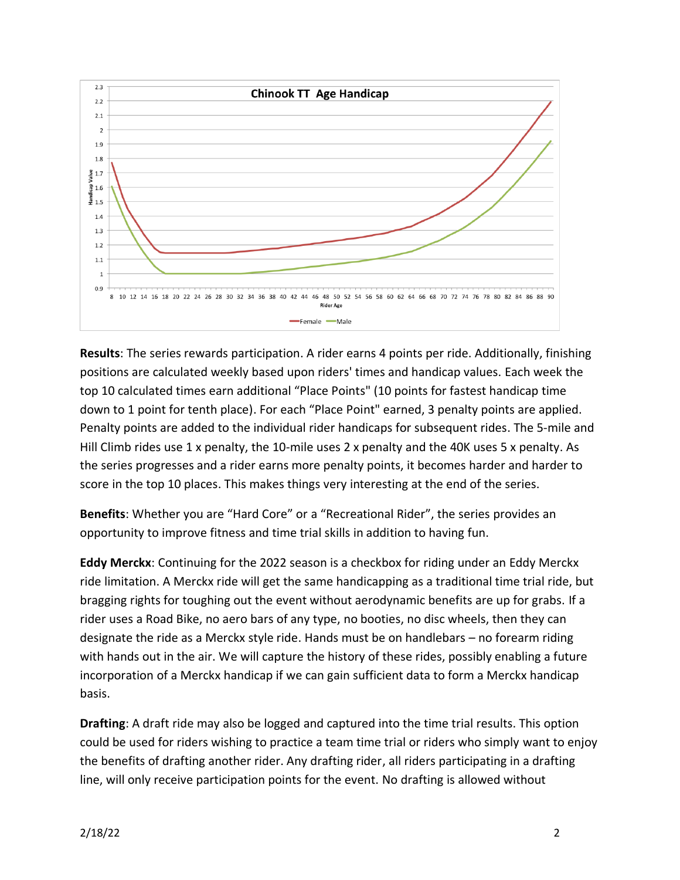**Results**: The series rewards participation. A rider earns 4 points per ride. Additionally, finishing positions are calculated weekly based upon riders' times and handicap values. Each week the top 10 calculated times earn additional "Place Points" (10 points for fastest handicap time down to 1 point for tenth place). For each "Place Point" earned, 3 penalty points are applied. Penalty points are added to the individual rider handicaps for subsequent rides. The 5-mile and Hill Climb rides use 1 x penalty, the 10-mile uses 2 x penalty and the 40K uses 5 x penalty. As the series progresses and a rider earns more penalty points, it becomes harder and harder to score in the top 10 places. This makes things very interesting at the end of the series.

**Benefits**: Whether you are "Hard Core" or a "Recreational Rider", the series provides an opportunity to improve fitness and time trial skills in addition to having fun.

**Eddy Merckx**: Continuing for the 2022 season is a checkbox for riding under an Eddy Merckx ride limitation. A Merckx ride will get the same handicapping as a traditional time trial ride, but bragging rights for toughing out the event without aerodynamic benefits are up for grabs. If a rider uses a Road Bike, no aero bars of any type, no booties, no disc wheels, then they can designate the ride as a Merckx style ride. Hands must be on handlebars – no forearm riding with hands out in the air. We will capture the history of these rides, possibly enabling a future incorporation of a Merckx handicap if we can gain sufficient data to form a Merckx handicap basis.

**Drafting**: A draft ride may also be logged and captured into the time trial results. This option could be used for riders wishing to practice a team time trial or riders who simply want to enjoy the benefits of drafting another rider. Any drafting rider, all riders participating in a drafting line, will only receive participation points for the event. No drafting is allowed without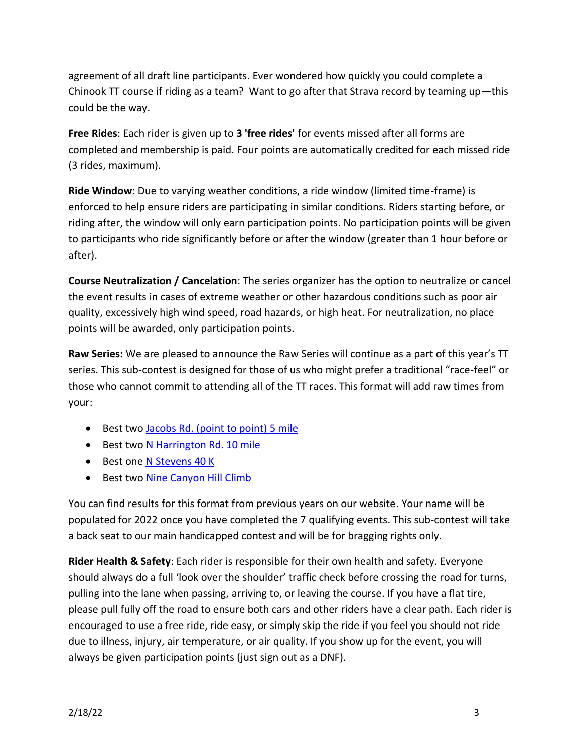agreement of all draft line participants. Ever wondered how quickly you could complete a Chinook TT course if riding as a team? Want to go after that Strava record by teaming up—this could be the way.

**Free Rides**: Each rider is given up to **3 'free rides'** for events missed after all forms are completed and membership is paid. Four points are automatically credited for each missed ride (3 rides, maximum).

**Ride Window**: Due to varying weather conditions, a ride window (limited time-frame) is enforced to help ensure riders are participating in similar conditions. Riders starting before, or riding after, the window will only earn participation points. No participation points will be given to participants who ride significantly before or after the window (greater than 1 hour before or after).

**Course Neutralization / Cancelation**: The series organizer has the option to neutralize or cancel the event results in cases of extreme weather or other hazardous conditions such as poor air quality, excessively high wind speed, road hazards, or high heat. For neutralization, no place points will be awarded, only participation points.

**Raw Series:** We are pleased to announce the Raw Series will continue as a part of this year's TT series. This sub-contest is designed for those of us who might prefer a traditional "race-feel" or those who cannot commit to attending all of the TT races. This format will add raw times from your:

- Best two Jacobs Rd. (point to point) 5 mile
- Best two N Harrington Rd. 10 mile
- Best one N Stevens 40 K
- Best two Nine Canyon Hill Climb

You can find results for this format from previous years on our website. Your name will be populated for 2022 once you have completed the 7 qualifying events. This sub-contest will take a back seat to our main handicapped contest and will be for bragging rights only.

**Rider Health & Safety**: Each rider is responsible for their own health and safety. Everyone should always do a full 'look over the shoulder' traffic check before crossing the road for turns, pulling into the lane when passing, arriving to, or leaving the course. If you have a flat tire, please pull fully off the road to ensure both cars and other riders have a clear path. Each rider is encouraged to use a free ride, ride easy, or simply skip the ride if you feel you should not ride due to illness, injury, air temperature, or air quality. If you show up for the event, you will always be given participation points (just sign out as a DNF).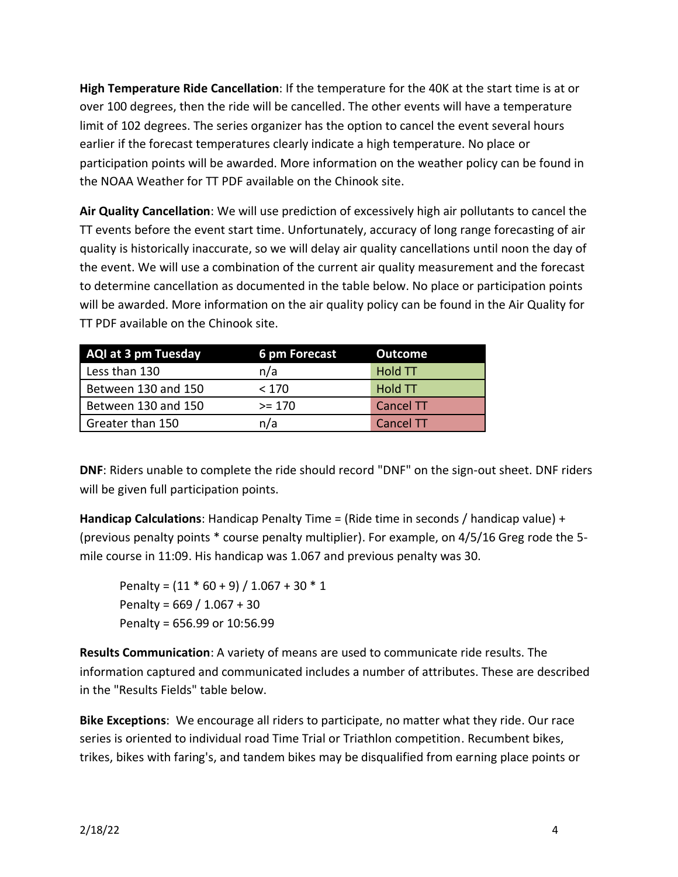**High Temperature Ride Cancellation**: If the temperature for the 40K at the start time is at or over 100 degrees, then the ride will be cancelled. The other events will have a temperature limit of 102 degrees. The series organizer has the option to cancel the event several hours earlier if the forecast temperatures clearly indicate a high temperature. No place or participation points will be awarded. More information on the weather policy can be found in the NOAA Weather for TT PDF available on the Chinook site.

**Air Quality Cancellation**: We will use prediction of excessively high air pollutants to cancel the TT events before the event start time. Unfortunately, accuracy of long range forecasting of air quality is historically inaccurate, so we will delay air quality cancellations until noon the day of the event. We will use a combination of the current air quality measurement and the forecast to determine cancellation as documented in the table below. No place or participation points will be awarded. More information on the air quality policy can be found in the Air Quality for TT PDF available on the Chinook site.

| AQI at 3 pm Tuesday | 6 pm Forecast | Outcome |
|---|---|---|
| Less than 130 | n/a | Hold TT |
| Between 130 and 150 | < 170 | Hold TT |
| Between 130 and 150 | >= 170 | Cancel TT |
| Greater than 150 | n/a | Cancel TT |

**DNF**: Riders unable to complete the ride should record "DNF" on the sign-out sheet. DNF riders will be given full participation points.

**Handicap Calculations**: Handicap Penalty Time = (Ride time in seconds / handicap value) + (previous penalty points * course penalty multiplier). For example, on 4/5/16 Greg rode the 5-mile course in 11:09. His handicap was 1.067 and previous penalty was 30.

> Penalty = (11 * 60 + 9) / 1.067 + 30 * 1
> Penalty = 669 / 1.067 + 30
> Penalty = 656.99 or 10:56.99

**Results Communication**: A variety of means are used to communicate ride results. The information captured and communicated includes a number of attributes. These are described in the "Results Fields" table below.

**Bike Exceptions**: We encourage all riders to participate, no matter what they ride. Our race series is oriented to individual road Time Trial or Triathlon competition. Recumbent bikes, trikes, bikes with faring's, and tandem bikes may be disqualified from earning place points or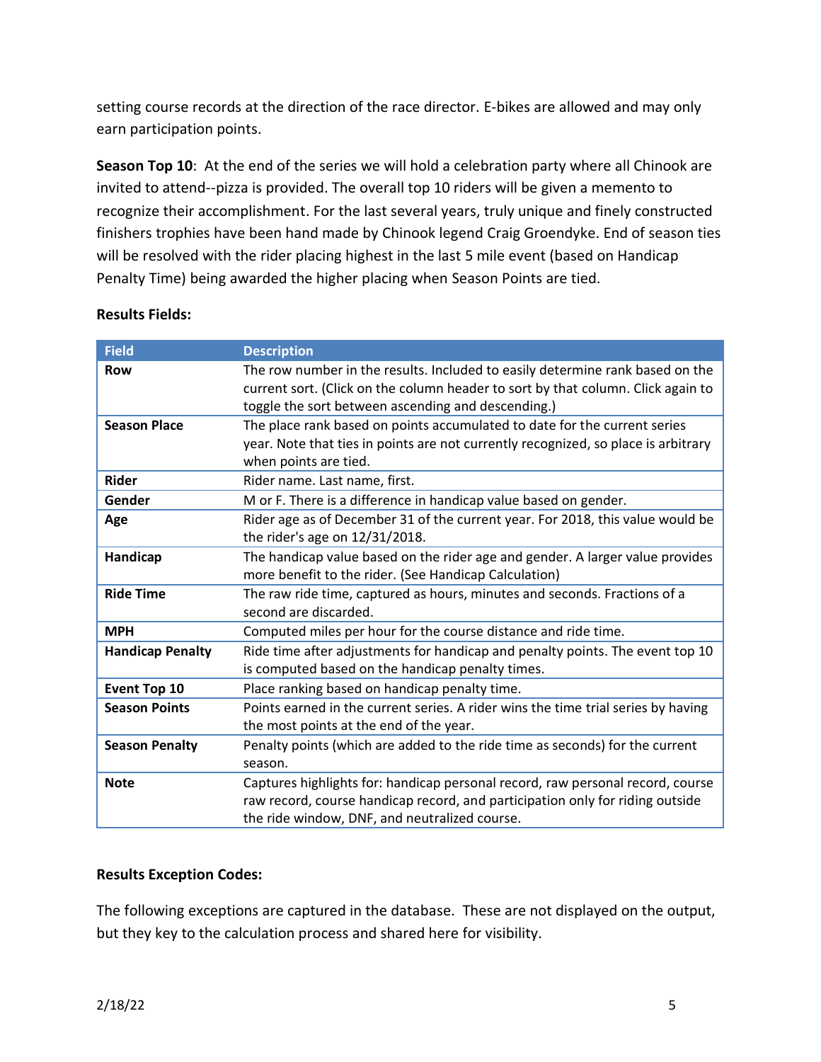setting course records at the direction of the race director. E-bikes are allowed and may only earn participation points.

**Season Top 10**: At the end of the series we will hold a celebration party where all Chinook are invited to attend--pizza is provided. The overall top 10 riders will be given a memento to recognize their accomplishment. For the last several years, truly unique and finely constructed finishers trophies have been hand made by Chinook legend Craig Groendyke. End of season ties will be resolved with the rider placing highest in the last 5 mile event (based on Handicap Penalty Time) being awarded the higher placing when Season Points are tied.

**Results Fields:**

| Field | Description |
|---|---|
| **Row** | The row number in the results. Included to easily determine rank based on the current sort. (Click on the column header to sort by that column. Click again to toggle the sort between ascending and descending.) |
| **Season Place** | The place rank based on points accumulated to date for the current series year. Note that ties in points are not currently recognized, so place is arbitrary when points are tied. |
| **Rider** | Rider name. Last name, first. |
| **Gender** | M or F. There is a difference in handicap value based on gender. |
| **Age** | Rider age as of December 31 of the current year. For 2018, this value would be the rider's age on 12/31/2018. |
| **Handicap** | The handicap value based on the rider age and gender. A larger value provides more benefit to the rider. (See Handicap Calculation) |
| **Ride Time** | The raw ride time, captured as hours, minutes and seconds. Fractions of a second are discarded. |
| **MPH** | Computed miles per hour for the course distance and ride time. |
| **Handicap Penalty** | Ride time after adjustments for handicap and penalty points. The event top 10 is computed based on the handicap penalty times. |
| **Event Top 10** | Place ranking based on handicap penalty time. |
| **Season Points** | Points earned in the current series. A rider wins the time trial series by having the most points at the end of the year. |
| **Season Penalty** | Penalty points (which are added to the ride time as seconds) for the current season. |
| **Note** | Captures highlights for: handicap personal record, raw personal record, course raw record, course handicap record, and participation only for riding outside the ride window, DNF, and neutralized course. |

**Results Exception Codes:**

The following exceptions are captured in the database. These are not displayed on the output, but they key to the calculation process and shared here for visibility.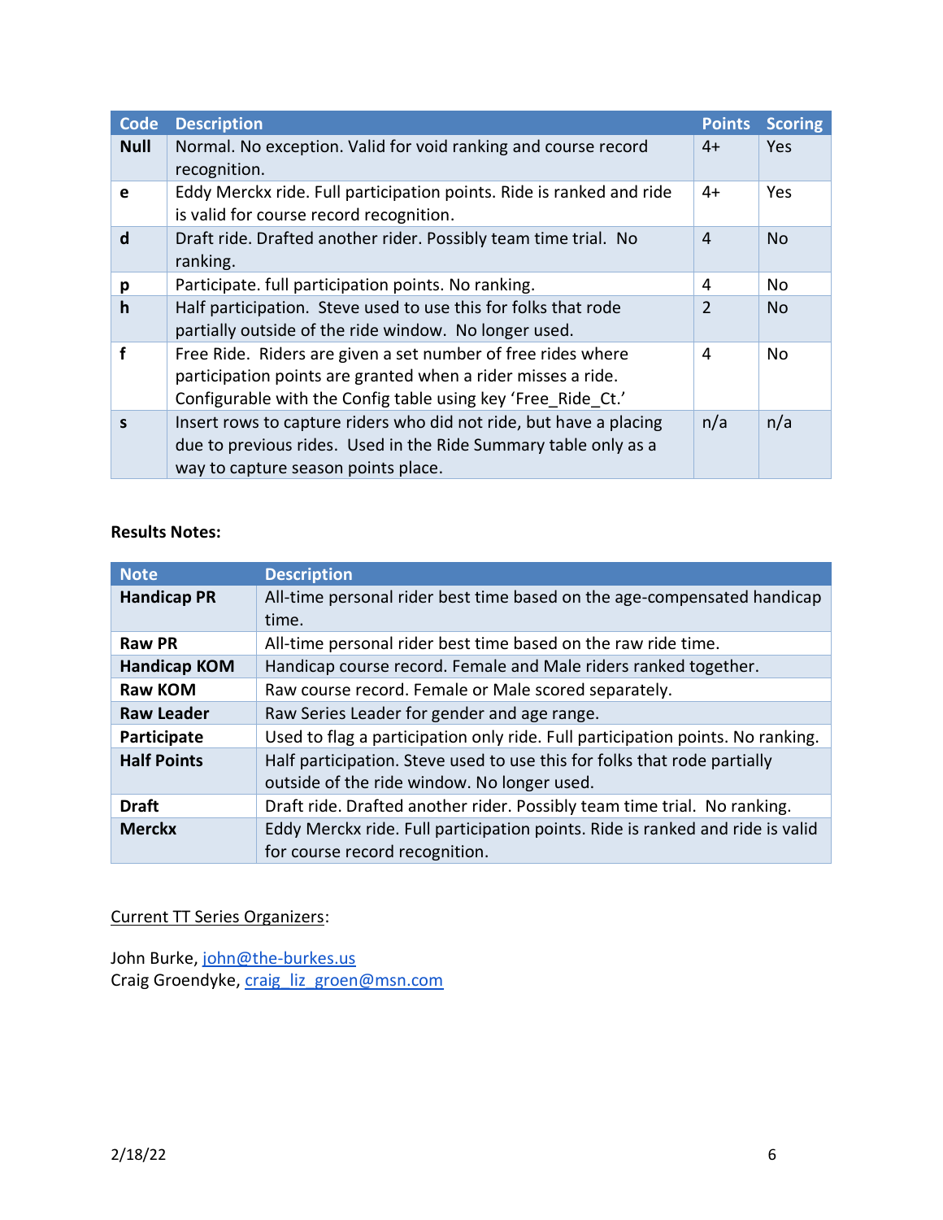| Code | Description | Points | Scoring |
|---|---|---|---|
| **Null** | Normal. No exception. Valid for void ranking and course record recognition. | 4+ | Yes |
| **e** | Eddy Merckx ride. Full participation points. Ride is ranked and ride is valid for course record recognition. | 4+ | Yes |
| **d** | Draft ride. Drafted another rider. Possibly team time trial. No ranking. | 4 | No |
| **p** | Participate. full participation points. No ranking. | 4 | No |
| **h** | Half participation. Steve used to use this for folks that rode partially outside of the ride window. No longer used. | 2 | No |
| **f** | Free Ride. Riders are given a set number of free rides where participation points are granted when a rider misses a ride. Configurable with the Config table using key 'Free_Ride_Ct.' | 4 | No |
| **s** | Insert rows to capture riders who did not ride, but have a placing due to previous rides. Used in the Ride Summary table only as a way to capture season points place. | n/a | n/a |

**Results Notes:**

| Note | Description |
|---|---|
| **Handicap PR** | All-time personal rider best time based on the age-compensated handicap time. |
| **Raw PR** | All-time personal rider best time based on the raw ride time. |
| **Handicap KOM** | Handicap course record. Female and Male riders ranked together. |
| **Raw KOM** | Raw course record. Female or Male scored separately. |
| **Raw Leader** | Raw Series Leader for gender and age range. |
| **Participate** | Used to flag a participation only ride. Full participation points. No ranking. |
| **Half Points** | Half participation. Steve used to use this for folks that rode partially outside of the ride window. No longer used. |
| **Draft** | Draft ride. Drafted another rider. Possibly team time trial. No ranking. |
| **Merckx** | Eddy Merckx ride. Full participation points. Ride is ranked and ride is valid for course record recognition. |

Current TT Series Organizers:

John Burke, john@the-burkes.us
Craig Groendyke, craig_liz_groen@msn.com

2/18/22